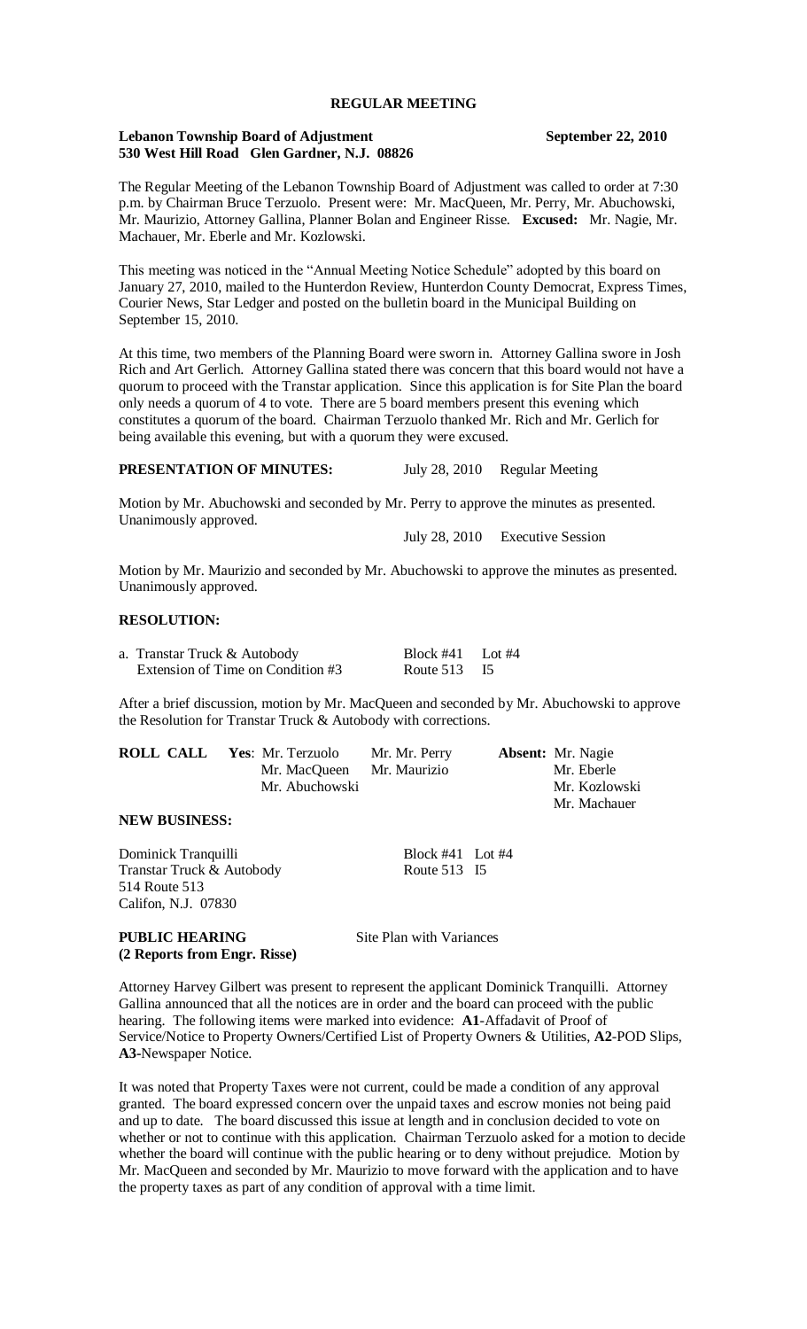# REGULAR MEETING

**Lebanon Township Board of Adjustment** **September 22, 2010**
**530 West Hill Road Glen Gardner, N.J. 08826**

The Regular Meeting of the Lebanon Township Board of Adjustment was called to order at 7:30 p.m. by Chairman Bruce Terzuolo. Present were: Mr. MacQueen, Mr. Perry, Mr. Abuchowski, Mr. Maurizio, Attorney Gallina, Planner Bolan and Engineer Risse. **Excused:** Mr. Nagie, Mr. Machauer, Mr. Eberle and Mr. Kozlowski.

This meeting was noticed in the "Annual Meeting Notice Schedule" adopted by this board on January 27, 2010, mailed to the Hunterdon Review, Hunterdon County Democrat, Express Times, Courier News, Star Ledger and posted on the bulletin board in the Municipal Building on September 15, 2010.

At this time, two members of the Planning Board were sworn in. Attorney Gallina swore in Josh Rich and Art Gerlich. Attorney Gallina stated there was concern that this board would not have a quorum to proceed with the Transtar application. Since this application is for Site Plan the board only needs a quorum of 4 to vote. There are 5 board members present this evening which constitutes a quorum of the board. Chairman Terzuolo thanked Mr. Rich and Mr. Gerlich for being available this evening, but with a quorum they were excused.

**PRESENTATION OF MINUTES:** July 28, 2010 Regular Meeting

Motion by Mr. Abuchowski and seconded by Mr. Perry to approve the minutes as presented. Unanimously approved.

July 28, 2010 Executive Session

Motion by Mr. Maurizio and seconded by Mr. Abuchowski to approve the minutes as presented. Unanimously approved.

**RESOLUTION:**

| | | |
|---|---|---|
| a. Transtar Truck & Autobody | Block #41 | Lot #4 |
| Extension of Time on Condition #3 | Route 513 | I5 |

After a brief discussion, motion by Mr. MacQueen and seconded by Mr. Abuchowski to approve the Resolution for Transtar Truck & Autobody with corrections.

**ROLL CALL** **Yes**: Mr. Terzuolo, Mr. Mr. Perry, Mr. MacQueen, Mr. Maurizio, Mr. Abuchowski **Absent:** Mr. Nagie, Mr. Eberle, Mr. Kozlowski, Mr. Machauer

**NEW BUSINESS:**

Dominick Tranquilli Block #41 Lot #4
Transtar Truck & Autobody Route 513 I5
514 Route 513
Califon, N.J. 07830

**PUBLIC HEARING** Site Plan with Variances
**(2 Reports from Engr. Risse)**

Attorney Harvey Gilbert was present to represent the applicant Dominick Tranquilli. Attorney Gallina announced that all the notices are in order and the board can proceed with the public hearing. The following items were marked into evidence: **A1**-Affadavit of Proof of Service/Notice to Property Owners/Certified List of Property Owners & Utilities, **A2**-POD Slips, **A3**-Newspaper Notice.

It was noted that Property Taxes were not current, could be made a condition of any approval granted. The board expressed concern over the unpaid taxes and escrow monies not being paid and up to date. The board discussed this issue at length and in conclusion decided to vote on whether or not to continue with this application. Chairman Terzuolo asked for a motion to decide whether the board will continue with the public hearing or to deny without prejudice. Motion by Mr. MacQueen and seconded by Mr. Maurizio to move forward with the application and to have the property taxes as part of any condition of approval with a time limit.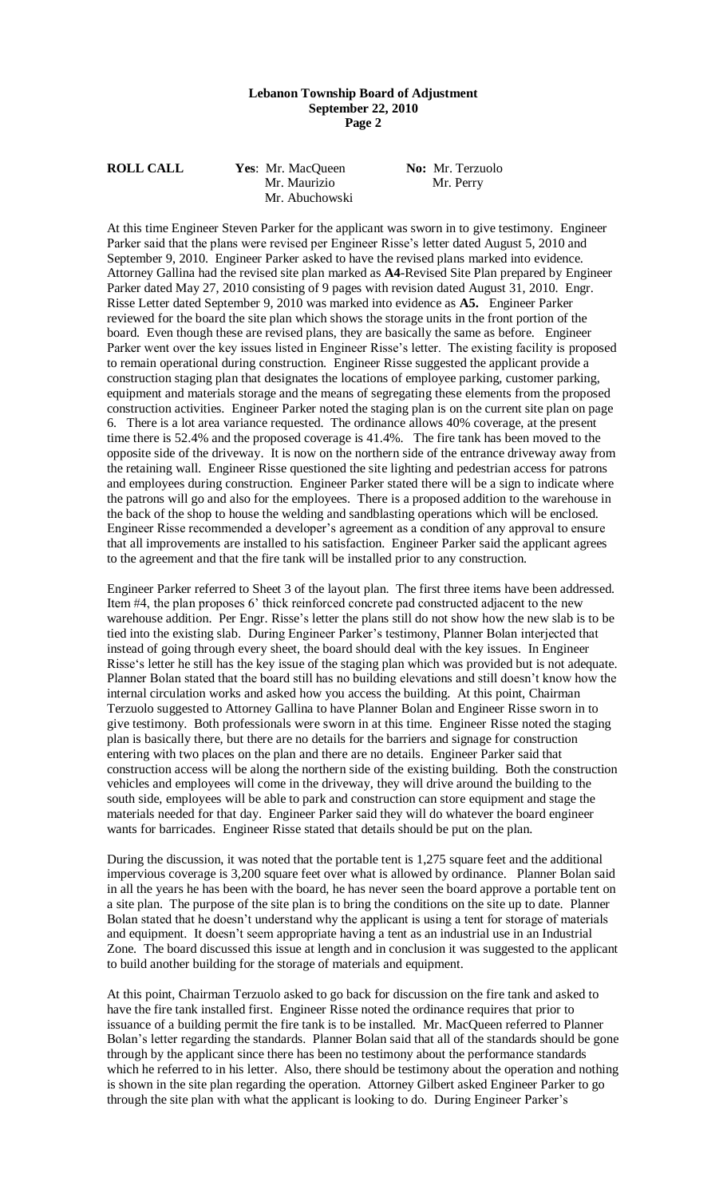**ROLL CALL** **Yes**: Mr. MacQueen, Mr. Maurizio, Mr. Abuchowski **No:** Mr. Terzuolo, Mr. Perry

At this time Engineer Steven Parker for the applicant was sworn in to give testimony. Engineer Parker said that the plans were revised per Engineer Risse's letter dated August 5, 2010 and September 9, 2010. Engineer Parker asked to have the revised plans marked into evidence. Attorney Gallina had the revised site plan marked as **A4**-Revised Site Plan prepared by Engineer Parker dated May 27, 2010 consisting of 9 pages with revision dated August 31, 2010. Engr. Risse Letter dated September 9, 2010 was marked into evidence as **A5.** Engineer Parker reviewed for the board the site plan which shows the storage units in the front portion of the board. Even though these are revised plans, they are basically the same as before. Engineer Parker went over the key issues listed in Engineer Risse's letter. The existing facility is proposed to remain operational during construction. Engineer Risse suggested the applicant provide a construction staging plan that designates the locations of employee parking, customer parking, equipment and materials storage and the means of segregating these elements from the proposed construction activities. Engineer Parker noted the staging plan is on the current site plan on page 6. There is a lot area variance requested. The ordinance allows 40% coverage, at the present time there is 52.4% and the proposed coverage is 41.4%. The fire tank has been moved to the opposite side of the driveway. It is now on the northern side of the entrance driveway away from the retaining wall. Engineer Risse questioned the site lighting and pedestrian access for patrons and employees during construction. Engineer Parker stated there will be a sign to indicate where the patrons will go and also for the employees. There is a proposed addition to the warehouse in the back of the shop to house the welding and sandblasting operations which will be enclosed. Engineer Risse recommended a developer's agreement as a condition of any approval to ensure that all improvements are installed to his satisfaction. Engineer Parker said the applicant agrees to the agreement and that the fire tank will be installed prior to any construction.

Engineer Parker referred to Sheet 3 of the layout plan. The first three items have been addressed. Item #4, the plan proposes 6' thick reinforced concrete pad constructed adjacent to the new warehouse addition. Per Engr. Risse's letter the plans still do not show how the new slab is to be tied into the existing slab. During Engineer Parker's testimony, Planner Bolan interjected that instead of going through every sheet, the board should deal with the key issues. In Engineer Risse's letter he still has the key issue of the staging plan which was provided but is not adequate. Planner Bolan stated that the board still has no building elevations and still doesn't know how the internal circulation works and asked how you access the building. At this point, Chairman Terzuolo suggested to Attorney Gallina to have Planner Bolan and Engineer Risse sworn in to give testimony. Both professionals were sworn in at this time. Engineer Risse noted the staging plan is basically there, but there are no details for the barriers and signage for construction entering with two places on the plan and there are no details. Engineer Parker said that construction access will be along the northern side of the existing building. Both the construction vehicles and employees will come in the driveway, they will drive around the building to the south side, employees will be able to park and construction can store equipment and stage the materials needed for that day. Engineer Parker said they will do whatever the board engineer wants for barricades. Engineer Risse stated that details should be put on the plan.

During the discussion, it was noted that the portable tent is 1,275 square feet and the additional impervious coverage is 3,200 square feet over what is allowed by ordinance. Planner Bolan said in all the years he has been with the board, he has never seen the board approve a portable tent on a site plan. The purpose of the site plan is to bring the conditions on the site up to date. Planner Bolan stated that he doesn't understand why the applicant is using a tent for storage of materials and equipment. It doesn't seem appropriate having a tent as an industrial use in an Industrial Zone. The board discussed this issue at length and in conclusion it was suggested to the applicant to build another building for the storage of materials and equipment.

At this point, Chairman Terzuolo asked to go back for discussion on the fire tank and asked to have the fire tank installed first. Engineer Risse noted the ordinance requires that prior to issuance of a building permit the fire tank is to be installed. Mr. MacQueen referred to Planner Bolan's letter regarding the standards. Planner Bolan said that all of the standards should be gone through by the applicant since there has been no testimony about the performance standards which he referred to in his letter. Also, there should be testimony about the operation and nothing is shown in the site plan regarding the operation. Attorney Gilbert asked Engineer Parker to go through the site plan with what the applicant is looking to do. During Engineer Parker's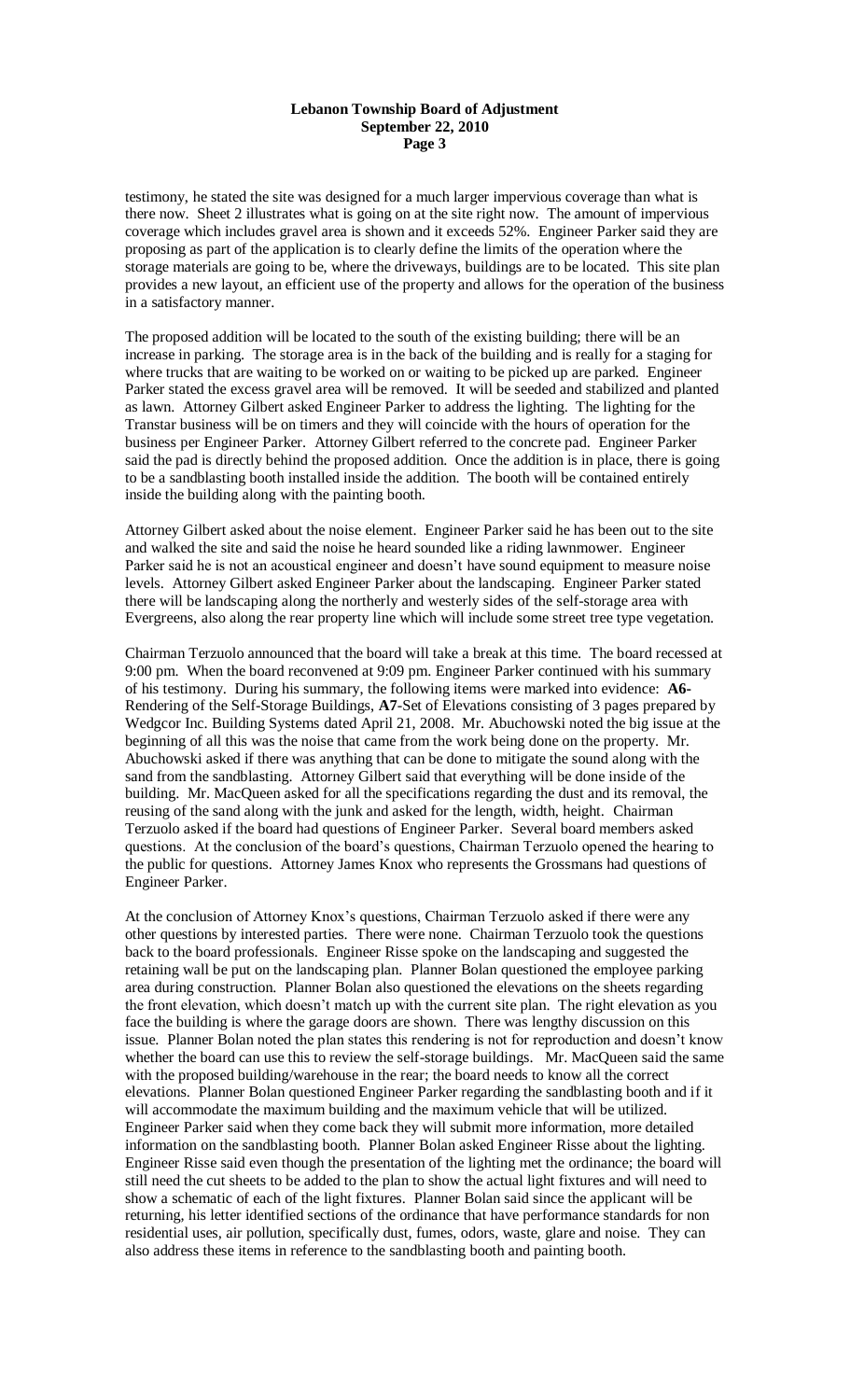testimony, he stated the site was designed for a much larger impervious coverage than what is there now. Sheet 2 illustrates what is going on at the site right now. The amount of impervious coverage which includes gravel area is shown and it exceeds 52%. Engineer Parker said they are proposing as part of the application is to clearly define the limits of the operation where the storage materials are going to be, where the driveways, buildings are to be located. This site plan provides a new layout, an efficient use of the property and allows for the operation of the business in a satisfactory manner.

The proposed addition will be located to the south of the existing building; there will be an increase in parking. The storage area is in the back of the building and is really for a staging for where trucks that are waiting to be worked on or waiting to be picked up are parked. Engineer Parker stated the excess gravel area will be removed. It will be seeded and stabilized and planted as lawn. Attorney Gilbert asked Engineer Parker to address the lighting. The lighting for the Transtar business will be on timers and they will coincide with the hours of operation for the business per Engineer Parker. Attorney Gilbert referred to the concrete pad. Engineer Parker said the pad is directly behind the proposed addition. Once the addition is in place, there is going to be a sandblasting booth installed inside the addition. The booth will be contained entirely inside the building along with the painting booth.

Attorney Gilbert asked about the noise element. Engineer Parker said he has been out to the site and walked the site and said the noise he heard sounded like a riding lawnmower. Engineer Parker said he is not an acoustical engineer and doesn't have sound equipment to measure noise levels. Attorney Gilbert asked Engineer Parker about the landscaping. Engineer Parker stated there will be landscaping along the northerly and westerly sides of the self-storage area with Evergreens, also along the rear property line which will include some street tree type vegetation.

Chairman Terzuolo announced that the board will take a break at this time. The board recessed at 9:00 pm. When the board reconvened at 9:09 pm. Engineer Parker continued with his summary of his testimony. During his summary, the following items were marked into evidence: **A6-** Rendering of the Self-Storage Buildings, **A7**-Set of Elevations consisting of 3 pages prepared by Wedgcor Inc. Building Systems dated April 21, 2008. Mr. Abuchowski noted the big issue at the beginning of all this was the noise that came from the work being done on the property. Mr. Abuchowski asked if there was anything that can be done to mitigate the sound along with the sand from the sandblasting. Attorney Gilbert said that everything will be done inside of the building. Mr. MacQueen asked for all the specifications regarding the dust and its removal, the reusing of the sand along with the junk and asked for the length, width, height. Chairman Terzuolo asked if the board had questions of Engineer Parker. Several board members asked questions. At the conclusion of the board's questions, Chairman Terzuolo opened the hearing to the public for questions. Attorney James Knox who represents the Grossmans had questions of Engineer Parker.

At the conclusion of Attorney Knox's questions, Chairman Terzuolo asked if there were any other questions by interested parties. There were none. Chairman Terzuolo took the questions back to the board professionals. Engineer Risse spoke on the landscaping and suggested the retaining wall be put on the landscaping plan. Planner Bolan questioned the employee parking area during construction. Planner Bolan also questioned the elevations on the sheets regarding the front elevation, which doesn't match up with the current site plan. The right elevation as you face the building is where the garage doors are shown. There was lengthy discussion on this issue. Planner Bolan noted the plan states this rendering is not for reproduction and doesn't know whether the board can use this to review the self-storage buildings. Mr. MacQueen said the same with the proposed building/warehouse in the rear; the board needs to know all the correct elevations. Planner Bolan questioned Engineer Parker regarding the sandblasting booth and if it will accommodate the maximum building and the maximum vehicle that will be utilized. Engineer Parker said when they come back they will submit more information, more detailed information on the sandblasting booth. Planner Bolan asked Engineer Risse about the lighting. Engineer Risse said even though the presentation of the lighting met the ordinance; the board will still need the cut sheets to be added to the plan to show the actual light fixtures and will need to show a schematic of each of the light fixtures. Planner Bolan said since the applicant will be returning, his letter identified sections of the ordinance that have performance standards for non residential uses, air pollution, specifically dust, fumes, odors, waste, glare and noise. They can also address these items in reference to the sandblasting booth and painting booth.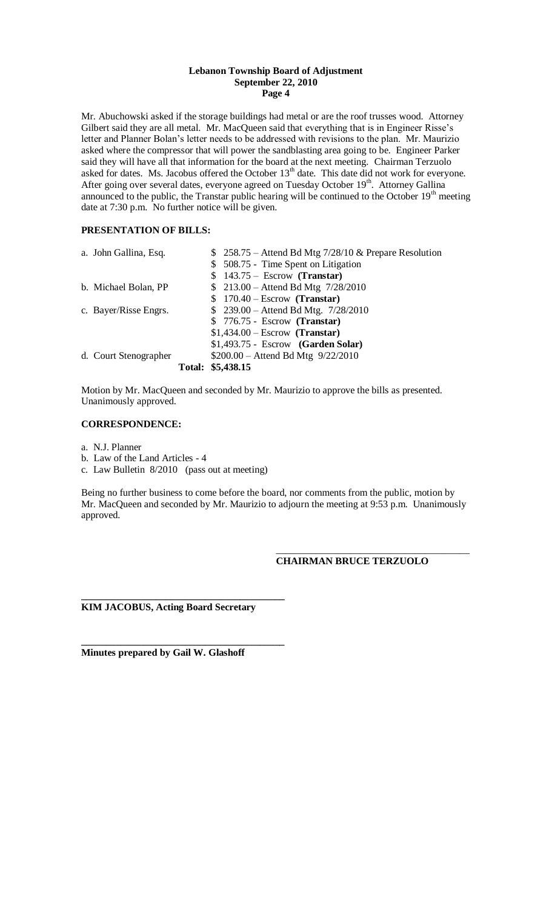Mr. Abuchowski asked if the storage buildings had metal or are the roof trusses wood. Attorney Gilbert said they are all metal. Mr. MacQueen said that everything that is in Engineer Risse's letter and Planner Bolan's letter needs to be addressed with revisions to the plan. Mr. Maurizio asked where the compressor that will power the sandblasting area going to be. Engineer Parker said they will have all that information for the board at the next meeting. Chairman Terzuolo asked for dates. Ms. Jacobus offered the October 13th date. This date did not work for everyone. After going over several dates, everyone agreed on Tuesday October 19th. Attorney Gallina announced to the public, the Transtar public hearing will be continued to the October 19th meeting date at 7:30 p.m. No further notice will be given.

## PRESENTATION OF BILLS:

| | |
|---|---|
| a. John Gallina, Esq. | $ 258.75 – Attend Bd Mtg 7/28/10 & Prepare Resolution |
| | $ 508.75 - Time Spent on Litigation |
| | $ 143.75 – Escrow **(Transtar)** |
| b. Michael Bolan, PP | $ 213.00 – Attend Bd Mtg 7/28/2010 |
| | $ 170.40 – Escrow **(Transtar)** |
| c. Bayer/Risse Engrs. | $ 239.00 – Attend Bd Mtg. 7/28/2010 |
| | $ 776.75 - Escrow **(Transtar)** |
| | $1,434.00 – Escrow **(Transtar)** |
| | $1,493.75 - Escrow **(Garden Solar)** |
| d. Court Stenographer | $200.00 – Attend Bd Mtg 9/22/2010 |
| **Total:** | **$5,438.15** |

Motion by Mr. MacQueen and seconded by Mr. Maurizio to approve the bills as presented. Unanimously approved.

## CORRESPONDENCE:

a. N.J. Planner
b. Law of the Land Articles - 4
c. Law Bulletin 8/2010 (pass out at meeting)

Being no further business to come before the board, nor comments from the public, motion by Mr. MacQueen and seconded by Mr. Maurizio to adjourn the meeting at 9:53 p.m. Unanimously approved.

\_\_\_\_\_\_\_\_\_\_\_\_\_\_\_\_\_\_\_\_\_\_\_\_\_\_\_\_\_\_\_\_\_\_\_\_\_\_\_\_

**CHAIRMAN BRUCE TERZUOLO**

\_\_\_\_\_\_\_\_\_\_\_\_\_\_\_\_\_\_\_\_\_\_\_\_\_\_\_\_\_\_\_\_\_\_\_\_\_\_\_\_

**KIM JACOBUS, Acting Board Secretary**

\_\_\_\_\_\_\_\_\_\_\_\_\_\_\_\_\_\_\_\_\_\_\_\_\_\_\_\_\_\_\_\_\_\_\_\_\_\_\_\_

**Minutes prepared by Gail W. Glashoff**